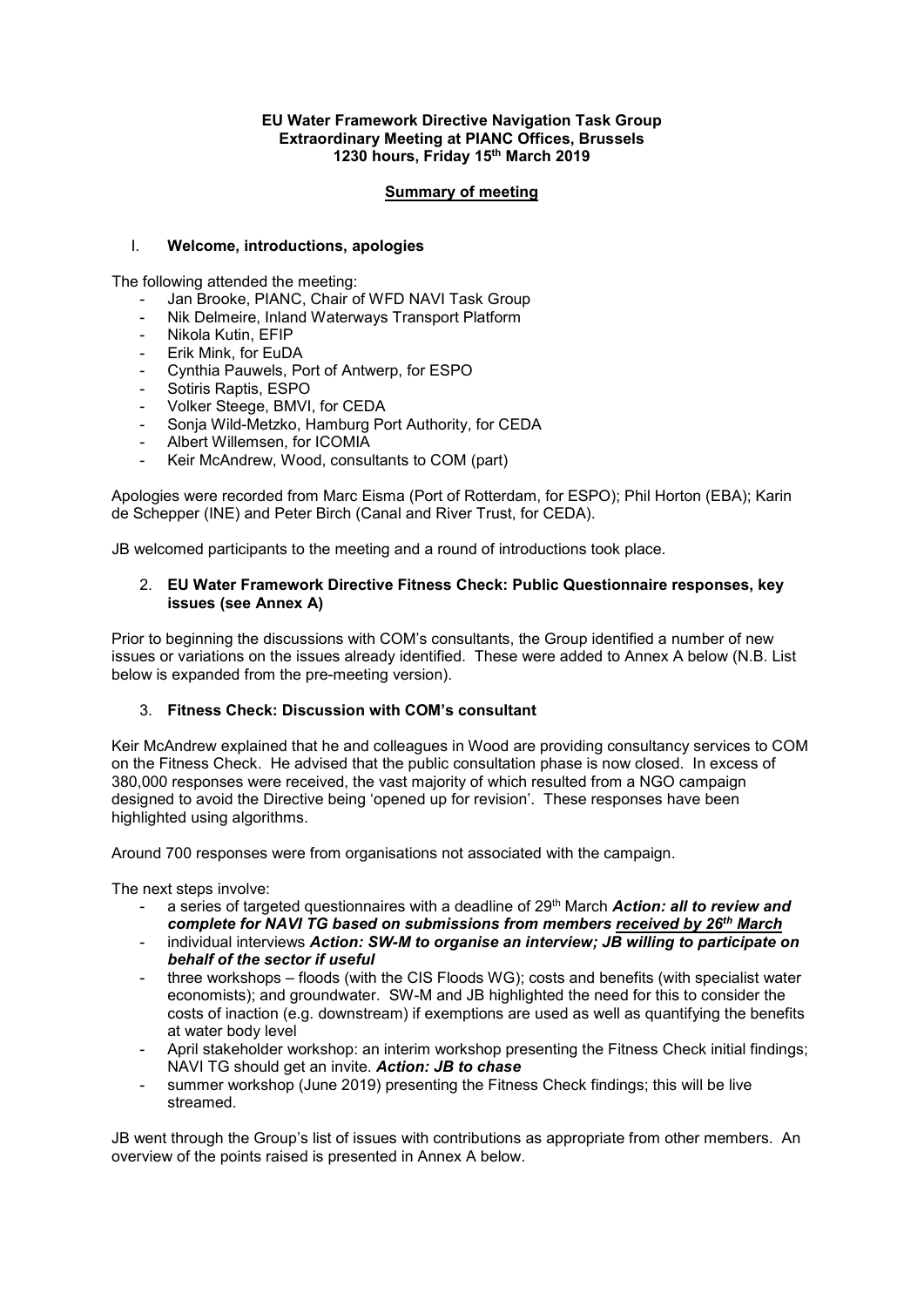**EU Water Framework Directive Navigation Task Group**
**Extraordinary Meeting at PIANC Offices, Brussels**
**1230 hours, Friday 15th March 2019**

## Summary of meeting

### I. Welcome, introductions, apologies

The following attended the meeting:

- Jan Brooke, PIANC, Chair of WFD NAVI Task Group
- Nik Delmeire, Inland Waterways Transport Platform
- Nikola Kutin, EFIP
- Erik Mink, for EuDA
- Cynthia Pauwels, Port of Antwerp, for ESPO
- Sotiris Raptis, ESPO
- Volker Steege, BMVI, for CEDA
- Sonja Wild-Metzko, Hamburg Port Authority, for CEDA
- Albert Willemsen, for ICOMIA
- Keir McAndrew, Wood, consultants to COM (part)

Apologies were recorded from Marc Eisma (Port of Rotterdam, for ESPO); Phil Horton (EBA); Karin de Schepper (INE) and Peter Birch (Canal and River Trust, for CEDA).

JB welcomed participants to the meeting and a round of introductions took place.

### 2. EU Water Framework Directive Fitness Check: Public Questionnaire responses, key issues (see Annex A)

Prior to beginning the discussions with COM's consultants, the Group identified a number of new issues or variations on the issues already identified. These were added to Annex A below (N.B. List below is expanded from the pre-meeting version).

### 3. Fitness Check: Discussion with COM's consultant

Keir McAndrew explained that he and colleagues in Wood are providing consultancy services to COM on the Fitness Check. He advised that the public consultation phase is now closed. In excess of 380,000 responses were received, the vast majority of which resulted from a NGO campaign designed to avoid the Directive being 'opened up for revision'. These responses have been highlighted using algorithms.

Around 700 responses were from organisations not associated with the campaign.

The next steps involve:

- a series of targeted questionnaires with a deadline of 29th March ***Action: all to review and complete for NAVI TG based on submissions from members <u>received by 26th March</u>***
- individual interviews ***Action: SW-M to organise an interview; JB willing to participate on behalf of the sector if useful***
- three workshops – floods (with the CIS Floods WG); costs and benefits (with specialist water economists); and groundwater. SW-M and JB highlighted the need for this to consider the costs of inaction (e.g. downstream) if exemptions are used as well as quantifying the benefits at water body level
- April stakeholder workshop: an interim workshop presenting the Fitness Check initial findings; NAVI TG should get an invite. ***Action: JB to chase***
- summer workshop (June 2019) presenting the Fitness Check findings; this will be live streamed.

JB went through the Group's list of issues with contributions as appropriate from other members. An overview of the points raised is presented in Annex A below.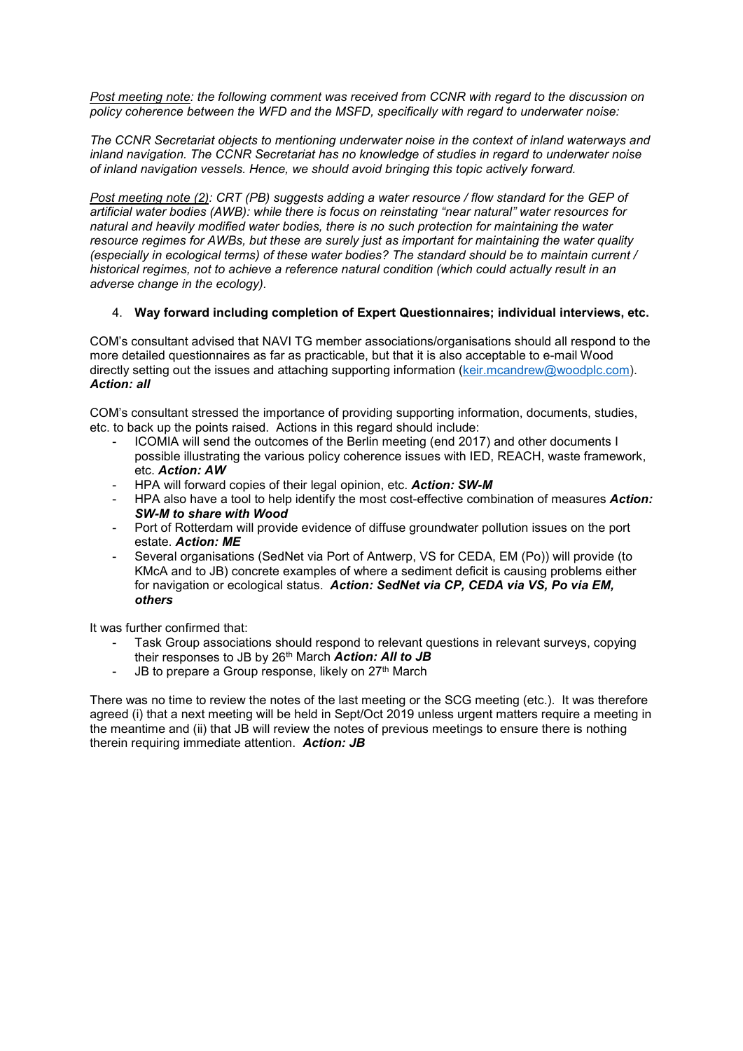*<u>Post meeting note</u>: the following comment was received from CCNR with regard to the discussion on policy coherence between the WFD and the MSFD, specifically with regard to underwater noise:*

*The CCNR Secretariat objects to mentioning underwater noise in the context of inland waterways and inland navigation. The CCNR Secretariat has no knowledge of studies in regard to underwater noise of inland navigation vessels. Hence, we should avoid bringing this topic actively forward.*

*<u>Post meeting note (2)</u>: CRT (PB) suggests adding a water resource / flow standard for the GEP of artificial water bodies (AWB): while there is focus on reinstating "near natural" water resources for natural and heavily modified water bodies, there is no such protection for maintaining the water resource regimes for AWBs, but these are surely just as important for maintaining the water quality (especially in ecological terms) of these water bodies? The standard should be to maintain current / historical regimes, not to achieve a reference natural condition (which could actually result in an adverse change in the ecology).*

4. **Way forward including completion of Expert Questionnaires; individual interviews, etc.**

COM's consultant advised that NAVI TG member associations/organisations should all respond to the more detailed questionnaires as far as practicable, but that it is also acceptable to e-mail Wood directly setting out the issues and attaching supporting information (keir.mcandrew@woodplc.com).
***Action: all***

COM's consultant stressed the importance of providing supporting information, documents, studies, etc. to back up the points raised. Actions in this regard should include:

- ICOMIA will send the outcomes of the Berlin meeting (end 2017) and other documents I possible illustrating the various policy coherence issues with IED, REACH, waste framework, etc. ***Action: AW***
- HPA will forward copies of their legal opinion, etc. ***Action: SW-M***
- HPA also have a tool to help identify the most cost-effective combination of measures ***Action: SW-M to share with Wood***
- Port of Rotterdam will provide evidence of diffuse groundwater pollution issues on the port estate. ***Action: ME***
- Several organisations (SedNet via Port of Antwerp, VS for CEDA, EM (Po)) will provide (to KMcA and to JB) concrete examples of where a sediment deficit is causing problems either for navigation or ecological status. ***Action: SedNet via CP, CEDA via VS, Po via EM, others***

It was further confirmed that:

- Task Group associations should respond to relevant questions in relevant surveys, copying their responses to JB by 26th March ***Action: All to JB***
- JB to prepare a Group response, likely on 27th March

There was no time to review the notes of the last meeting or the SCG meeting (etc.). It was therefore agreed (i) that a next meeting will be held in Sept/Oct 2019 unless urgent matters require a meeting in the meantime and (ii) that JB will review the notes of previous meetings to ensure there is nothing therein requiring immediate attention. ***Action: JB***